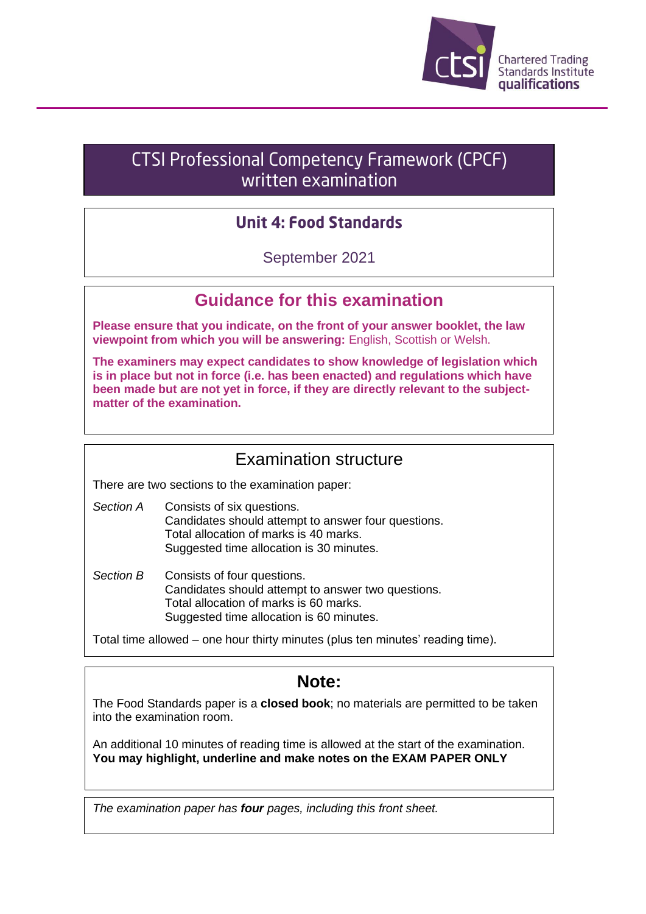Chartered Trading Standards Institute qualifications

# CTSI Professional Competency Framework (CPCF) written examination

## Unit 4: Food Standards

September 2021

## Guidance for this examination

**Please ensure that you indicate, on the front of your answer booklet, the law viewpoint from which you will be answering:** English, Scottish or Welsh.

**The examiners may expect candidates to show knowledge of legislation which is in place but not in force (i.e. has been enacted) and regulations which have been made but are not yet in force, if they are directly relevant to the subject-matter of the examination.**

## Examination structure

There are two sections to the examination paper:

*Section A* — Consists of six questions.
Candidates should attempt to answer four questions.
Total allocation of marks is 40 marks.
Suggested time allocation is 30 minutes.

*Section B* — Consists of four questions.
Candidates should attempt to answer two questions.
Total allocation of marks is 60 marks.
Suggested time allocation is 60 minutes.

Total time allowed – one hour thirty minutes (plus ten minutes' reading time).

## Note:

The Food Standards paper is a **closed book**; no materials are permitted to be taken into the examination room.

An additional 10 minutes of reading time is allowed at the start of the examination.
**You may highlight, underline and make notes on the EXAM PAPER ONLY**

*The examination paper has **four** pages, including this front sheet.*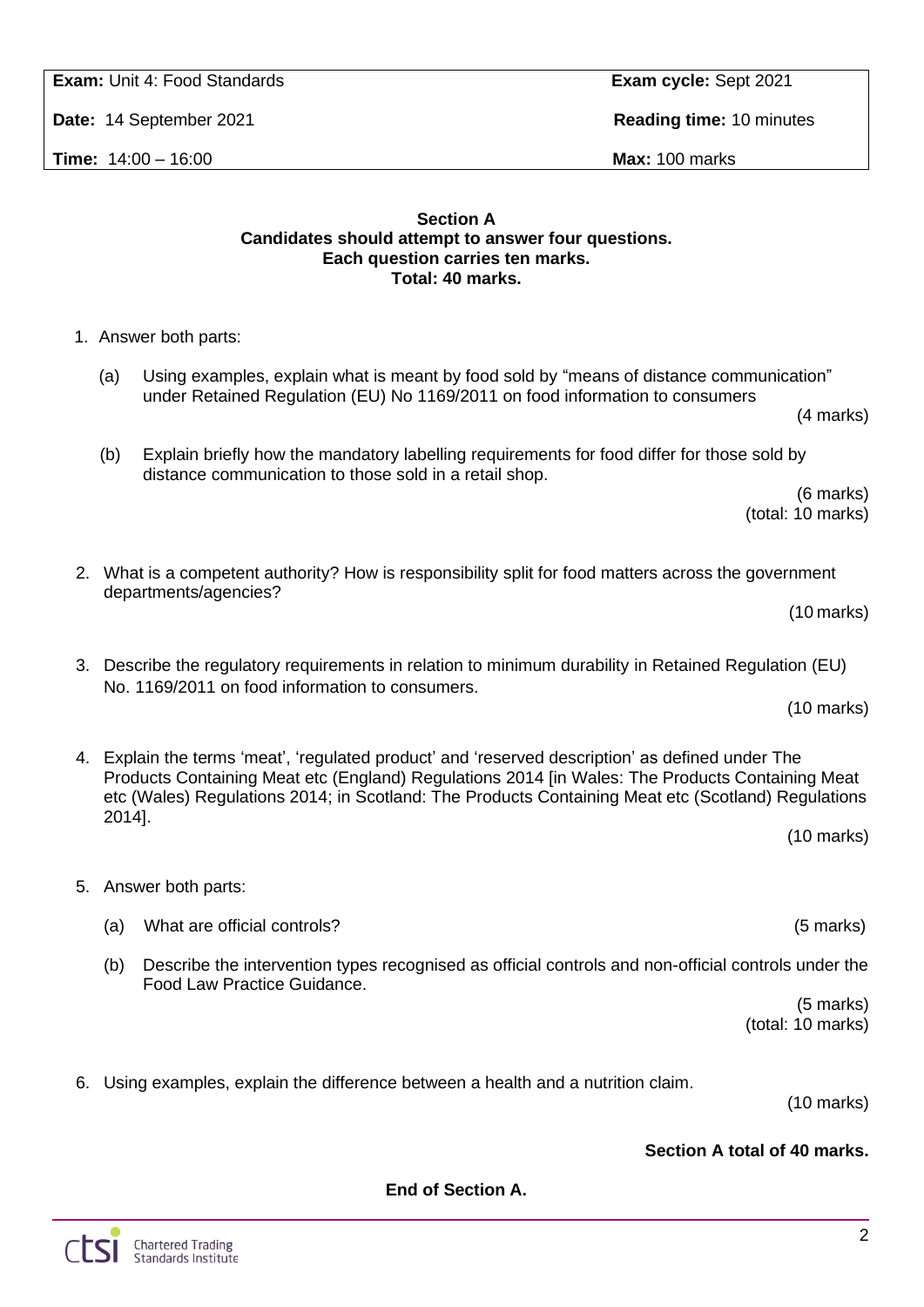| **Exam:** Unit 4: Food Standards | **Exam cycle:** Sept 2021 |
| --- | --- |
| **Date:** 14 September 2021 | **Reading time:** 10 minutes |
| **Time:** 14:00 – 16:00 | **Max:** 100 marks |

**Section A**
**Candidates should attempt to answer four questions.**
**Each question carries ten marks.**
**Total: 40 marks.**

1. Answer both parts:

   (a) Using examples, explain what is meant by food sold by "means of distance communication" under Retained Regulation (EU) No 1169/2011 on food information to consumers
   (4 marks)

   (b) Explain briefly how the mandatory labelling requirements for food differ for those sold by distance communication to those sold in a retail shop.
   (6 marks)
   (total: 10 marks)

2. What is a competent authority? How is responsibility split for food matters across the government departments/agencies?
   (10 marks)

3. Describe the regulatory requirements in relation to minimum durability in Retained Regulation (EU) No. 1169/2011 on food information to consumers.
   (10 marks)

4. Explain the terms 'meat', 'regulated product' and 'reserved description' as defined under The Products Containing Meat etc (England) Regulations 2014 [in Wales: The Products Containing Meat etc (Wales) Regulations 2014; in Scotland: The Products Containing Meat etc (Scotland) Regulations 2014].
   (10 marks)

5. Answer both parts:

   (a) What are official controls? (5 marks)

   (b) Describe the intervention types recognised as official controls and non-official controls under the Food Law Practice Guidance.
   (5 marks)
   (total: 10 marks)

6. Using examples, explain the difference between a health and a nutrition claim.
   (10 marks)

**Section A total of 40 marks.**

**End of Section A.**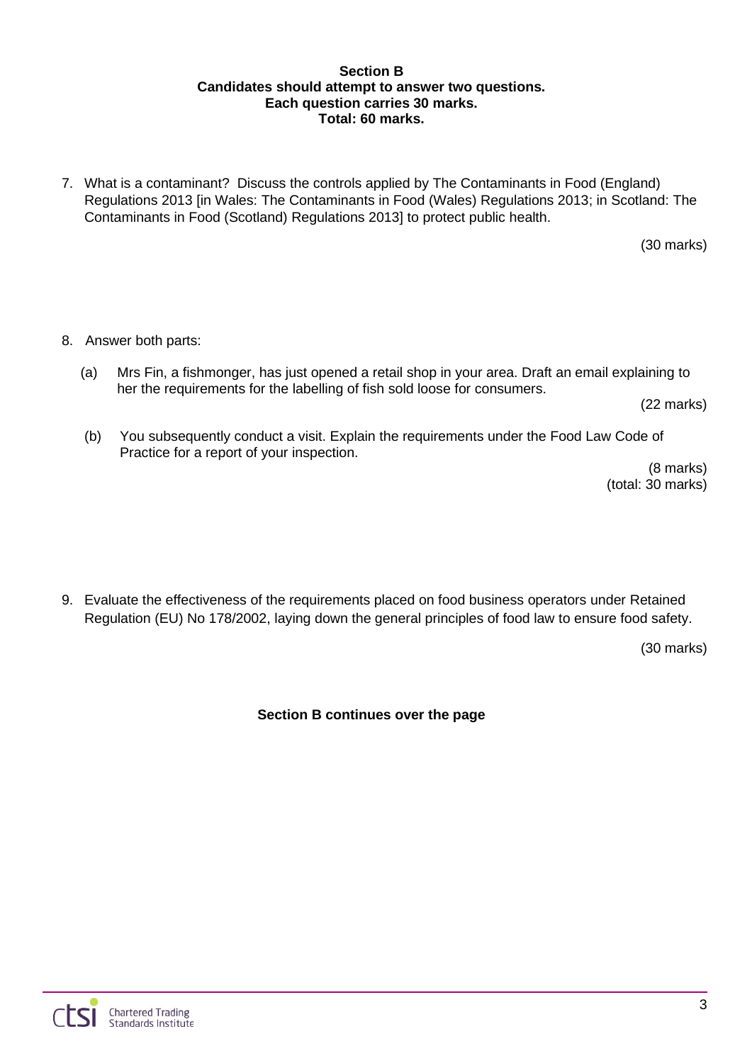**Section B**
**Candidates should attempt to answer two questions.**
**Each question carries 30 marks.**
**Total: 60 marks.**

7. What is a contaminant? Discuss the controls applied by The Contaminants in Food (England) Regulations 2013 [in Wales: The Contaminants in Food (Wales) Regulations 2013; in Scotland: The Contaminants in Food (Scotland) Regulations 2013] to protect public health.

(30 marks)

8. Answer both parts:

   (a) Mrs Fin, a fishmonger, has just opened a retail shop in your area. Draft an email explaining to her the requirements for the labelling of fish sold loose for consumers.

   (22 marks)

   (b) You subsequently conduct a visit. Explain the requirements under the Food Law Code of Practice for a report of your inspection.

   (8 marks)
   (total: 30 marks)

9. Evaluate the effectiveness of the requirements placed on food business operators under Retained Regulation (EU) No 178/2002, laying down the general principles of food law to ensure food safety.

(30 marks)

**Section B continues over the page**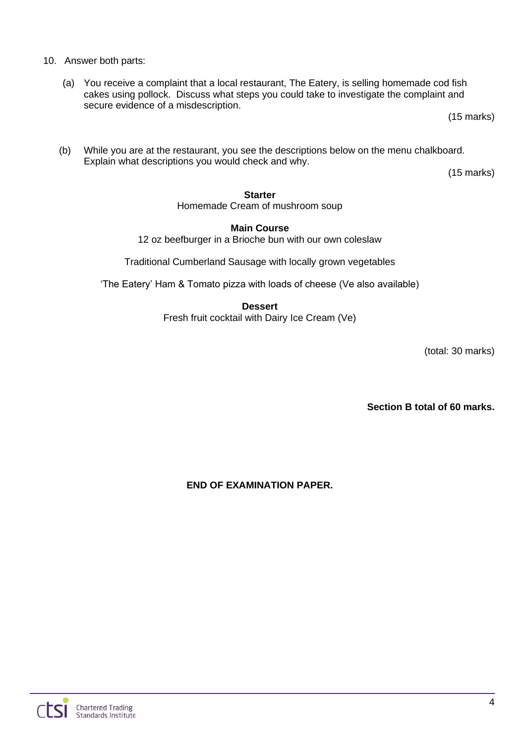10. Answer both parts:

    (a) You receive a complaint that a local restaurant, The Eatery, is selling homemade cod fish cakes using pollock. Discuss what steps you could take to investigate the complaint and secure evidence of a misdescription.

    (15 marks)

    (b) While you are at the restaurant, you see the descriptions below on the menu chalkboard. Explain what descriptions you would check and why.

    (15 marks)

**Starter**

Homemade Cream of mushroom soup

**Main Course**

12 oz beefburger in a Brioche bun with our own coleslaw

Traditional Cumberland Sausage with locally grown vegetables

'The Eatery' Ham & Tomato pizza with loads of cheese (Ve also available)

**Dessert**

Fresh fruit cocktail with Dairy Ice Cream (Ve)

(total: 30 marks)

**Section B total of 60 marks.**

**END OF EXAMINATION PAPER.**